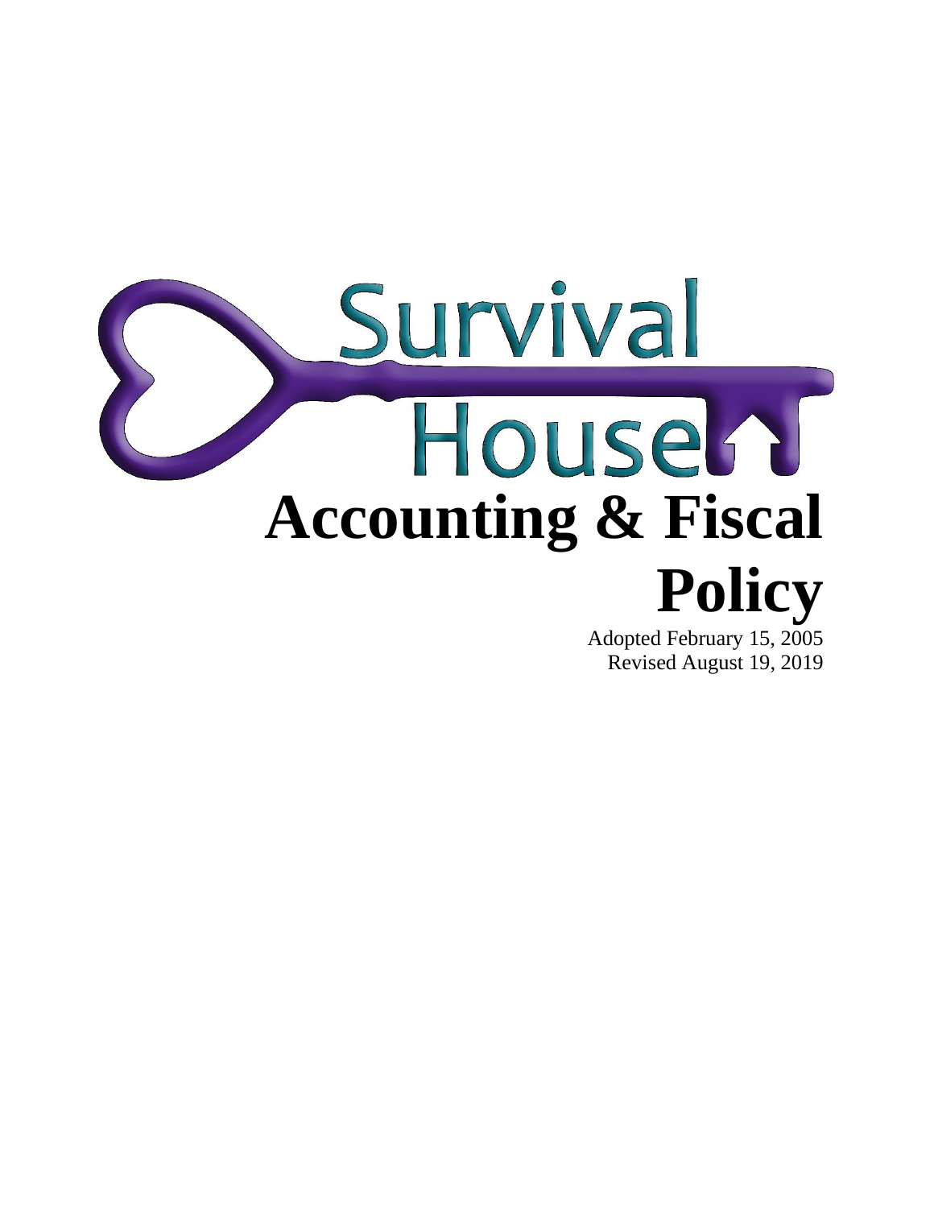Survival House

# Accounting & Fiscal Policy

Adopted February 15, 2005
Revised August 19, 2019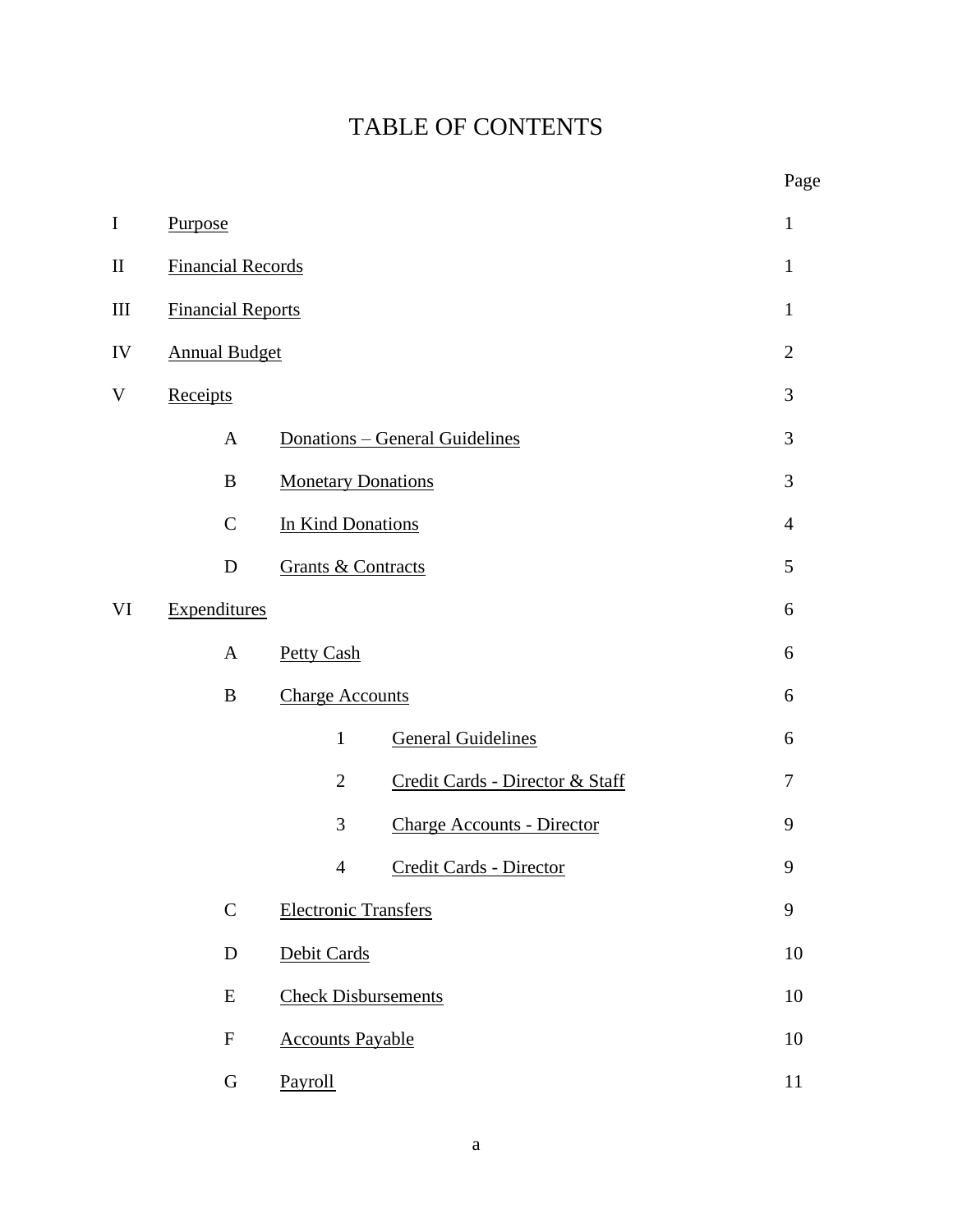# TABLE OF CONTENTS

| | | | | Page |
|---|---|---|---|---|
| I | Purpose | | | 1 |
| II | Financial Records | | | 1 |
| III | Financial Reports | | | 1 |
| IV | Annual Budget | | | 2 |
| V | Receipts | | | 3 |
| | A | Donations – General Guidelines | | 3 |
| | B | Monetary Donations | | 3 |
| | C | In Kind Donations | | 4 |
| | D | Grants & Contracts | | 5 |
| VI | Expenditures | | | 6 |
| | A | Petty Cash | | 6 |
| | B | Charge Accounts | | 6 |
| | | 1 | General Guidelines | 6 |
| | | 2 | Credit Cards - Director & Staff | 7 |
| | | 3 | Charge Accounts - Director | 9 |
| | | 4 | Credit Cards - Director | 9 |
| | C | Electronic Transfers | | 9 |
| | D | Debit Cards | | 10 |
| | E | Check Disbursements | | 10 |
| | F | Accounts Payable | | 10 |
| | G | Payroll | | 11 |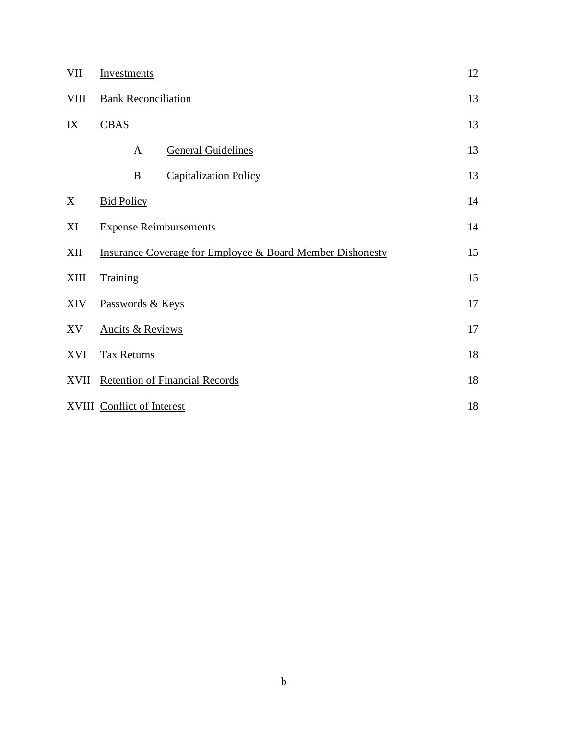| | | | | |
|---|---|---|---|---|
| VII | Investments | | | 12 |
| VIII | Bank Reconciliation | | | 13 |
| IX | CBAS | | | 13 |
| | | A | General Guidelines | 13 |
| | | B | Capitalization Policy | 13 |
| X | Bid Policy | | | 14 |
| XI | Expense Reimbursements | | | 14 |
| XII | Insurance Coverage for Employee & Board Member Dishonesty | | | 15 |
| XIII | Training | | | 15 |
| XIV | Passwords & Keys | | | 17 |
| XV | Audits & Reviews | | | 17 |
| XVI | Tax Returns | | | 18 |
| XVII | Retention of Financial Records | | | 18 |
| XVIII | Conflict of Interest | | | 18 |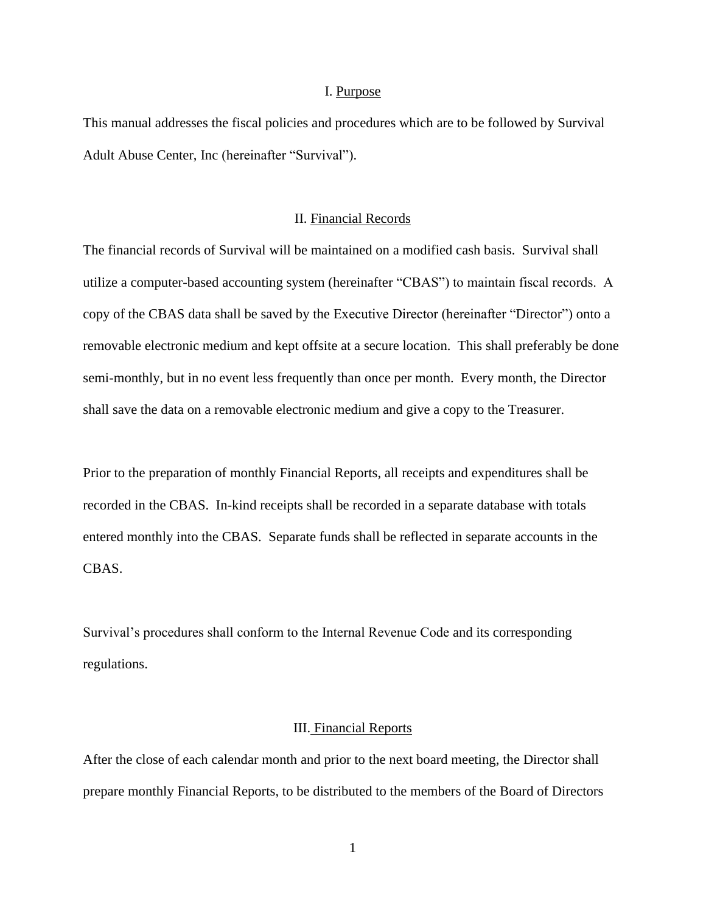## I. Purpose

This manual addresses the fiscal policies and procedures which are to be followed by Survival Adult Abuse Center, Inc (hereinafter "Survival").

## II. Financial Records

The financial records of Survival will be maintained on a modified cash basis. Survival shall utilize a computer-based accounting system (hereinafter "CBAS") to maintain fiscal records. A copy of the CBAS data shall be saved by the Executive Director (hereinafter "Director") onto a removable electronic medium and kept offsite at a secure location. This shall preferably be done semi-monthly, but in no event less frequently than once per month. Every month, the Director shall save the data on a removable electronic medium and give a copy to the Treasurer.

Prior to the preparation of monthly Financial Reports, all receipts and expenditures shall be recorded in the CBAS. In-kind receipts shall be recorded in a separate database with totals entered monthly into the CBAS. Separate funds shall be reflected in separate accounts in the CBAS.

Survival's procedures shall conform to the Internal Revenue Code and its corresponding regulations.

## III. Financial Reports

After the close of each calendar month and prior to the next board meeting, the Director shall prepare monthly Financial Reports, to be distributed to the members of the Board of Directors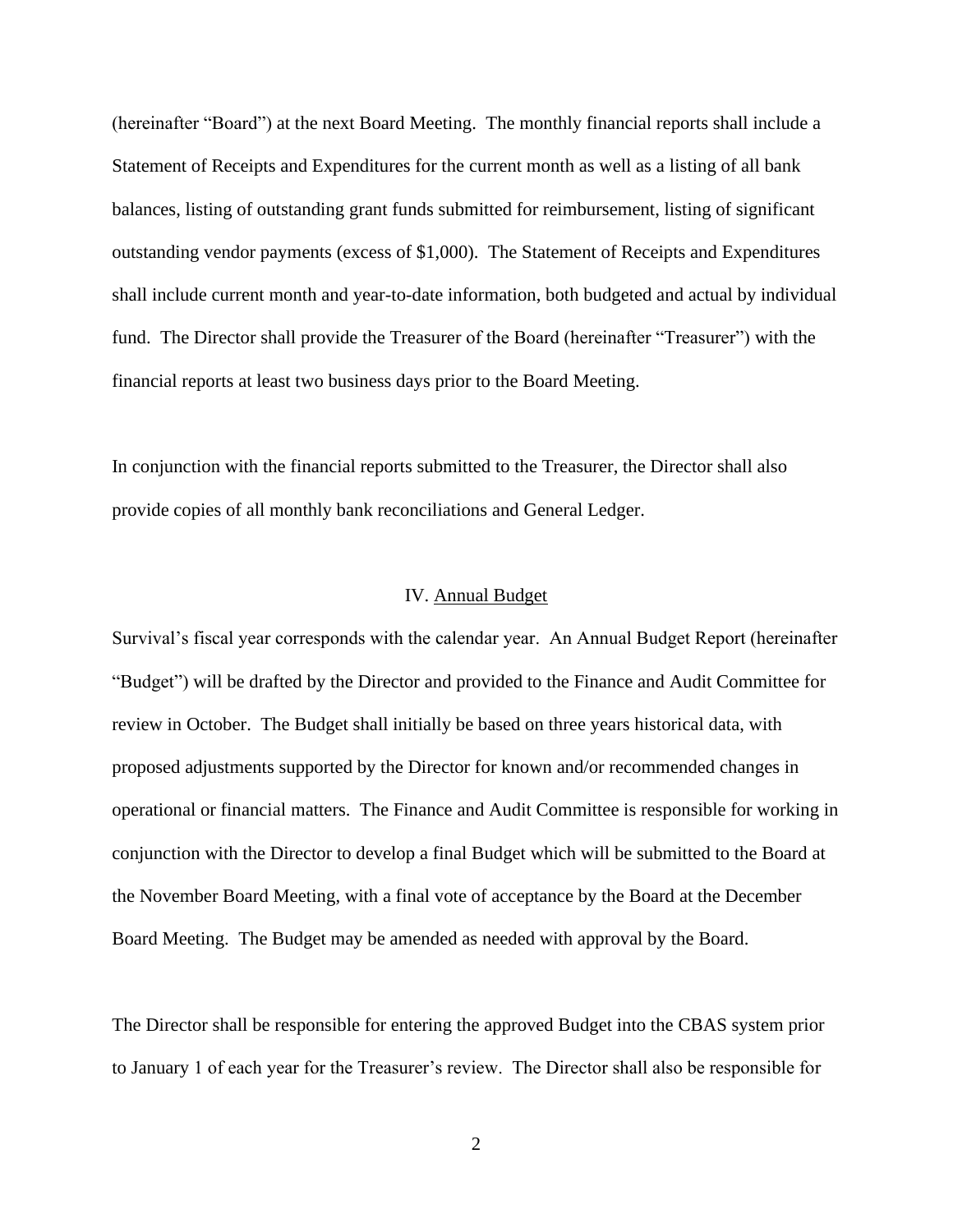(hereinafter "Board") at the next Board Meeting. The monthly financial reports shall include a Statement of Receipts and Expenditures for the current month as well as a listing of all bank balances, listing of outstanding grant funds submitted for reimbursement, listing of significant outstanding vendor payments (excess of $1,000). The Statement of Receipts and Expenditures shall include current month and year-to-date information, both budgeted and actual by individual fund. The Director shall provide the Treasurer of the Board (hereinafter "Treasurer") with the financial reports at least two business days prior to the Board Meeting.

In conjunction with the financial reports submitted to the Treasurer, the Director shall also provide copies of all monthly bank reconciliations and General Ledger.

## IV. Annual Budget

Survival's fiscal year corresponds with the calendar year. An Annual Budget Report (hereinafter "Budget") will be drafted by the Director and provided to the Finance and Audit Committee for review in October. The Budget shall initially be based on three years historical data, with proposed adjustments supported by the Director for known and/or recommended changes in operational or financial matters. The Finance and Audit Committee is responsible for working in conjunction with the Director to develop a final Budget which will be submitted to the Board at the November Board Meeting, with a final vote of acceptance by the Board at the December Board Meeting. The Budget may be amended as needed with approval by the Board.

The Director shall be responsible for entering the approved Budget into the CBAS system prior to January 1 of each year for the Treasurer's review. The Director shall also be responsible for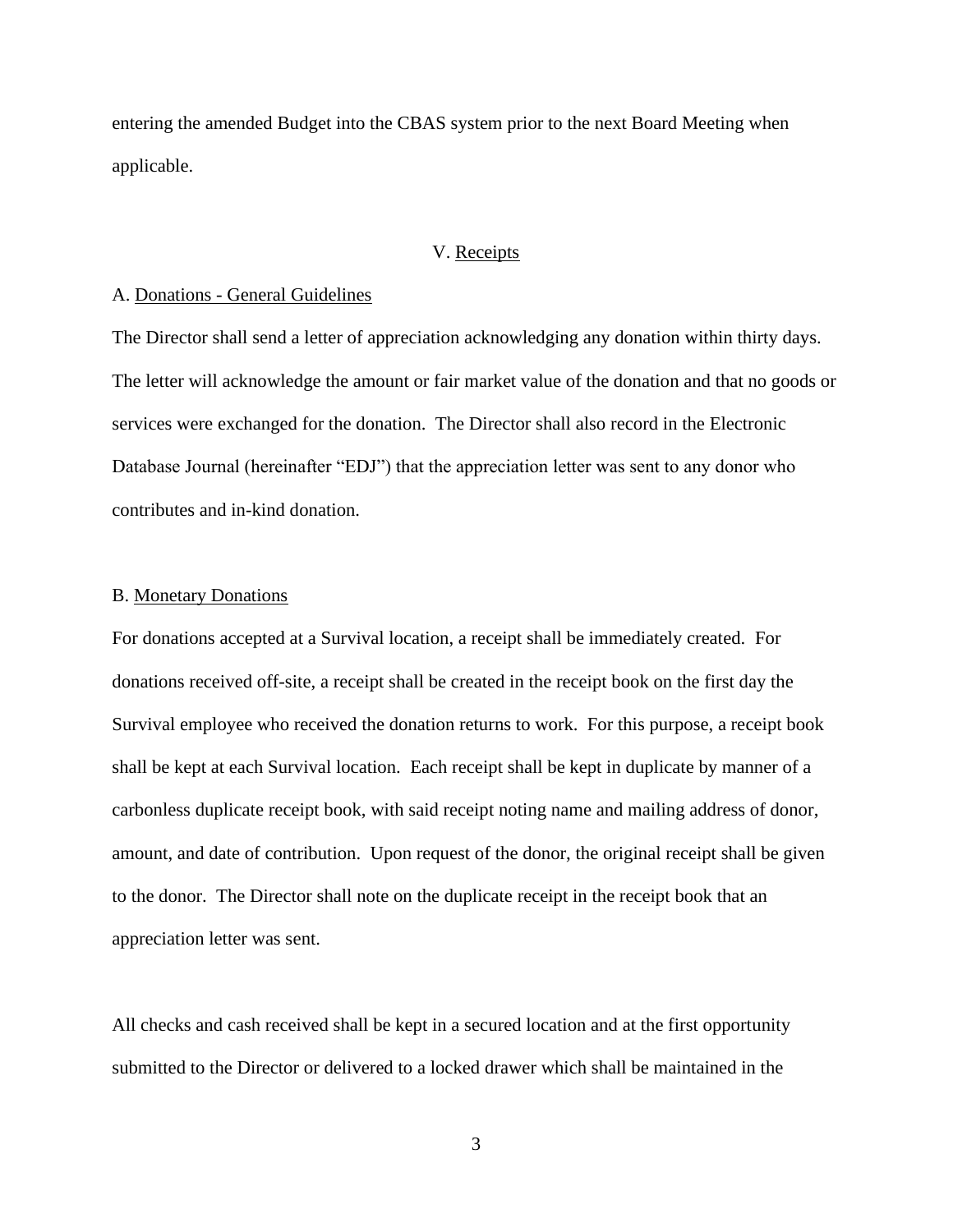entering the amended Budget into the CBAS system prior to the next Board Meeting when applicable.

## V. Receipts

### A. Donations - General Guidelines

The Director shall send a letter of appreciation acknowledging any donation within thirty days. The letter will acknowledge the amount or fair market value of the donation and that no goods or services were exchanged for the donation. The Director shall also record in the Electronic Database Journal (hereinafter "EDJ") that the appreciation letter was sent to any donor who contributes and in-kind donation.

### B. Monetary Donations

For donations accepted at a Survival location, a receipt shall be immediately created. For donations received off-site, a receipt shall be created in the receipt book on the first day the Survival employee who received the donation returns to work. For this purpose, a receipt book shall be kept at each Survival location. Each receipt shall be kept in duplicate by manner of a carbonless duplicate receipt book, with said receipt noting name and mailing address of donor, amount, and date of contribution. Upon request of the donor, the original receipt shall be given to the donor. The Director shall note on the duplicate receipt in the receipt book that an appreciation letter was sent.

All checks and cash received shall be kept in a secured location and at the first opportunity submitted to the Director or delivered to a locked drawer which shall be maintained in the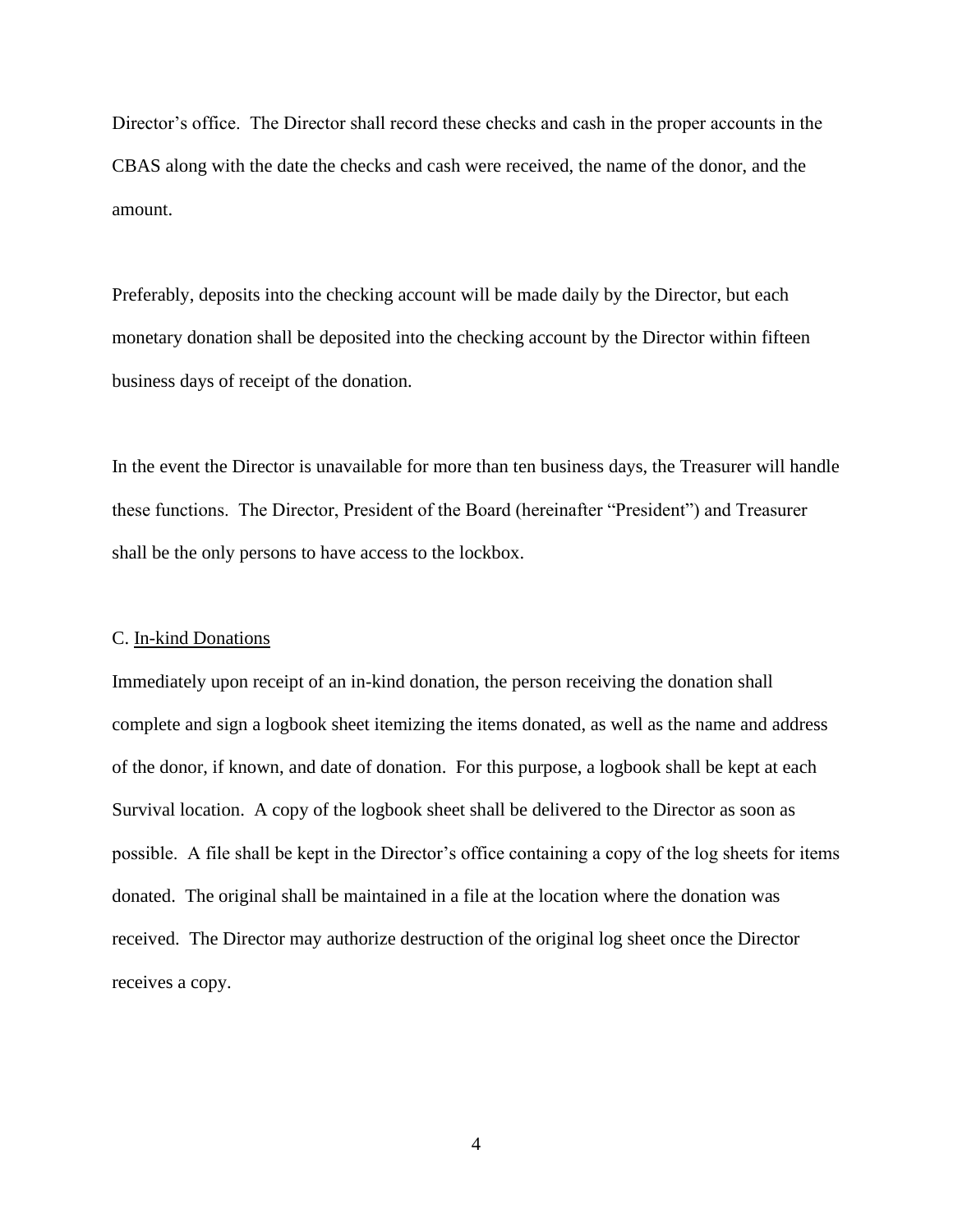Director's office. The Director shall record these checks and cash in the proper accounts in the CBAS along with the date the checks and cash were received, the name of the donor, and the amount.

Preferably, deposits into the checking account will be made daily by the Director, but each monetary donation shall be deposited into the checking account by the Director within fifteen business days of receipt of the donation.

In the event the Director is unavailable for more than ten business days, the Treasurer will handle these functions. The Director, President of the Board (hereinafter "President") and Treasurer shall be the only persons to have access to the lockbox.

C. In-kind Donations

Immediately upon receipt of an in-kind donation, the person receiving the donation shall complete and sign a logbook sheet itemizing the items donated, as well as the name and address of the donor, if known, and date of donation. For this purpose, a logbook shall be kept at each Survival location. A copy of the logbook sheet shall be delivered to the Director as soon as possible. A file shall be kept in the Director's office containing a copy of the log sheets for items donated. The original shall be maintained in a file at the location where the donation was received. The Director may authorize destruction of the original log sheet once the Director receives a copy.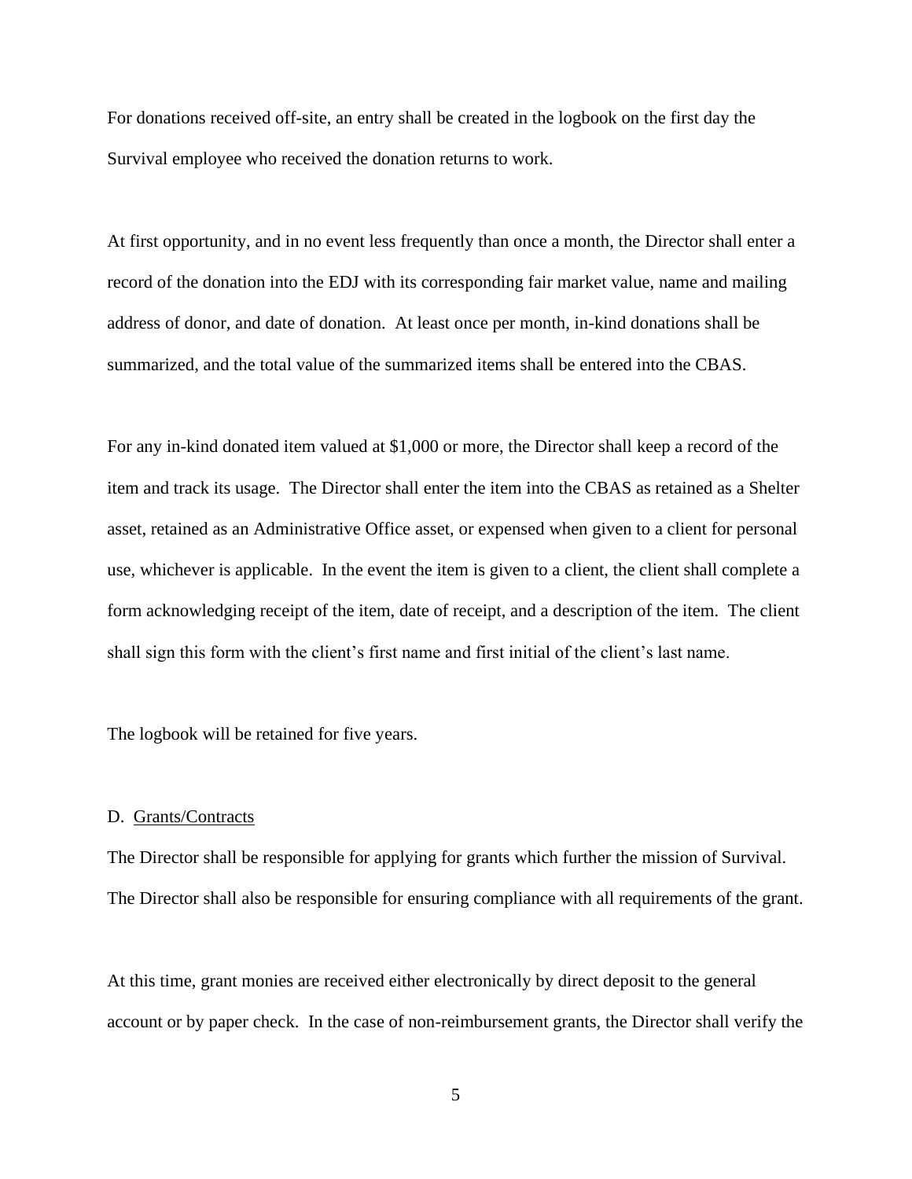For donations received off-site, an entry shall be created in the logbook on the first day the Survival employee who received the donation returns to work.

At first opportunity, and in no event less frequently than once a month, the Director shall enter a record of the donation into the EDJ with its corresponding fair market value, name and mailing address of donor, and date of donation. At least once per month, in-kind donations shall be summarized, and the total value of the summarized items shall be entered into the CBAS.

For any in-kind donated item valued at $1,000 or more, the Director shall keep a record of the item and track its usage. The Director shall enter the item into the CBAS as retained as a Shelter asset, retained as an Administrative Office asset, or expensed when given to a client for personal use, whichever is applicable. In the event the item is given to a client, the client shall complete a form acknowledging receipt of the item, date of receipt, and a description of the item. The client shall sign this form with the client's first name and first initial of the client's last name.

The logbook will be retained for five years.

D. <u>Grants/Contracts</u>

The Director shall be responsible for applying for grants which further the mission of Survival. The Director shall also be responsible for ensuring compliance with all requirements of the grant.

At this time, grant monies are received either electronically by direct deposit to the general account or by paper check. In the case of non-reimbursement grants, the Director shall verify the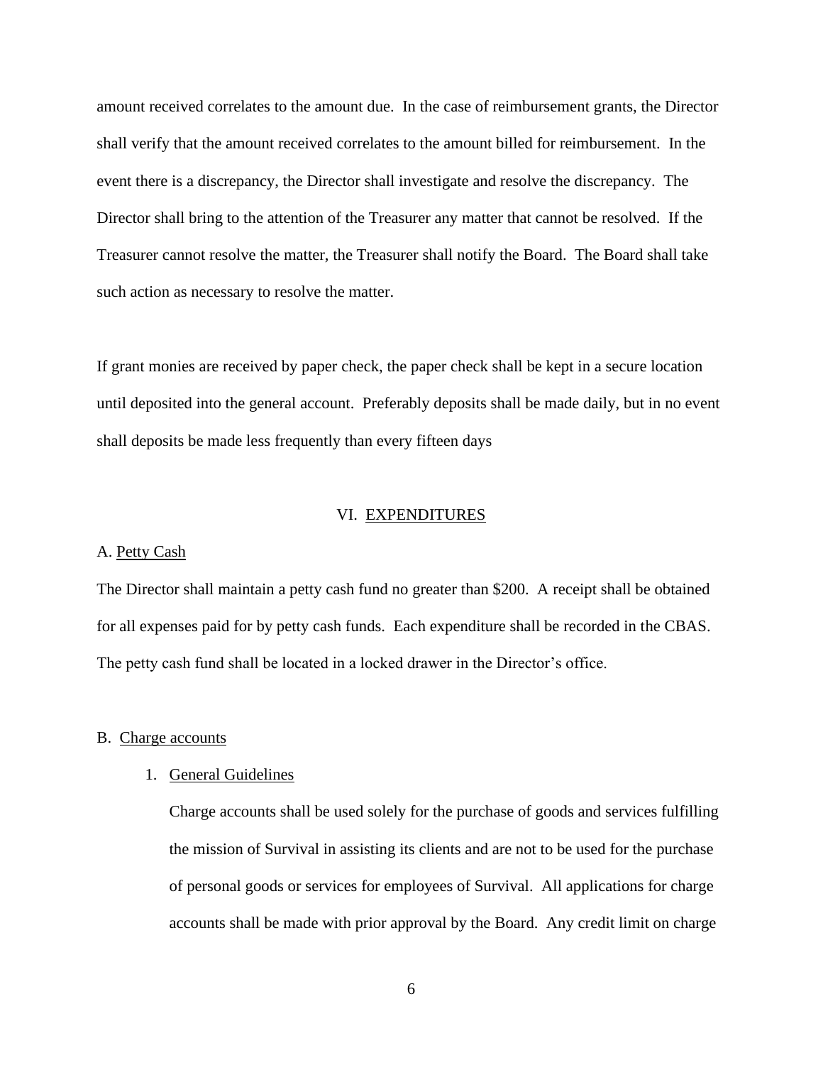amount received correlates to the amount due. In the case of reimbursement grants, the Director shall verify that the amount received correlates to the amount billed for reimbursement. In the event there is a discrepancy, the Director shall investigate and resolve the discrepancy. The Director shall bring to the attention of the Treasurer any matter that cannot be resolved. If the Treasurer cannot resolve the matter, the Treasurer shall notify the Board. The Board shall take such action as necessary to resolve the matter.

If grant monies are received by paper check, the paper check shall be kept in a secure location until deposited into the general account. Preferably deposits shall be made daily, but in no event shall deposits be made less frequently than every fifteen days

## VI. EXPENDITURES

### A. Petty Cash

The Director shall maintain a petty cash fund no greater than $200. A receipt shall be obtained for all expenses paid for by petty cash funds. Each expenditure shall be recorded in the CBAS. The petty cash fund shall be located in a locked drawer in the Director's office.

### B. Charge accounts

1. General Guidelines

   Charge accounts shall be used solely for the purchase of goods and services fulfilling the mission of Survival in assisting its clients and are not to be used for the purchase of personal goods or services for employees of Survival. All applications for charge accounts shall be made with prior approval by the Board. Any credit limit on charge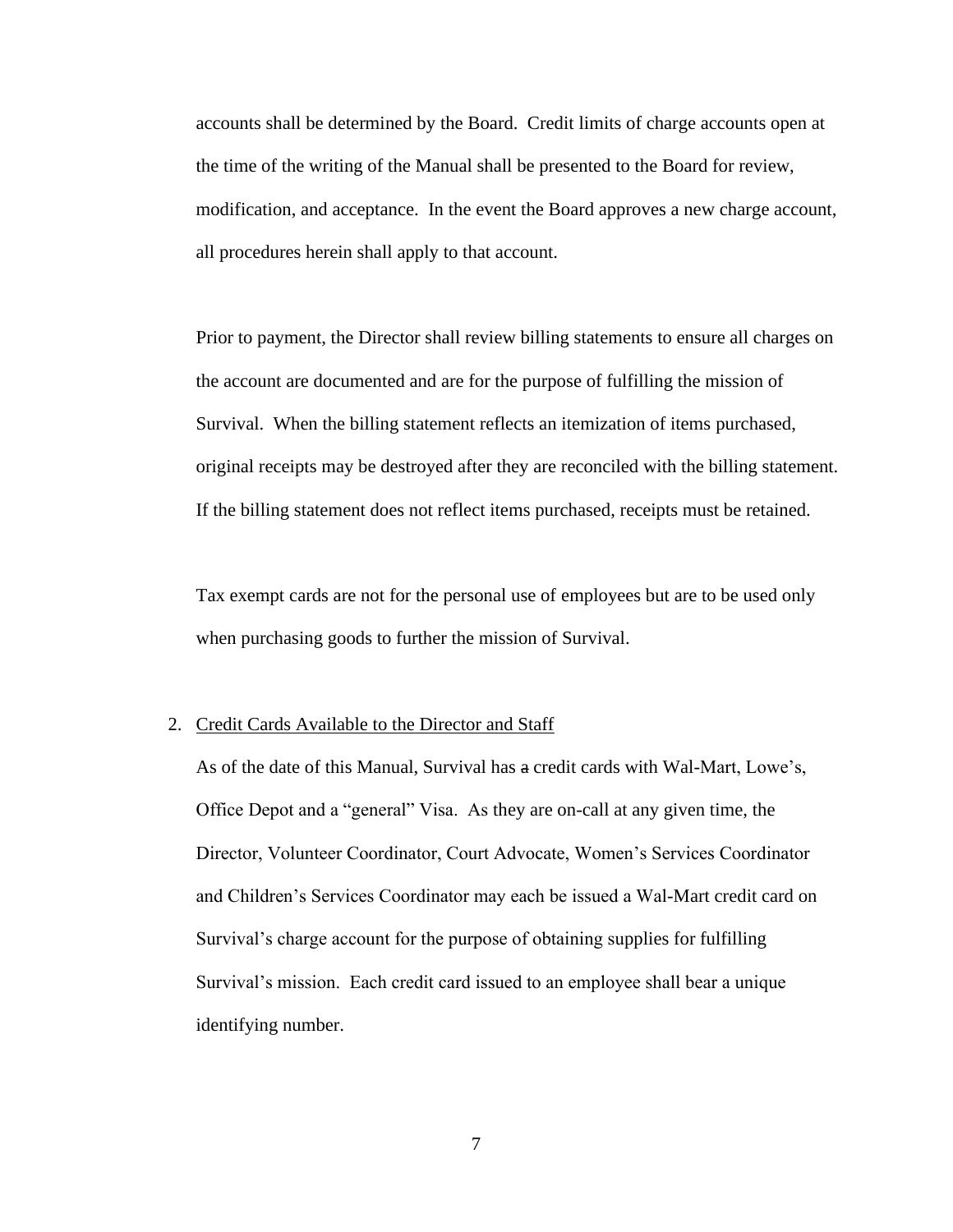accounts shall be determined by the Board. Credit limits of charge accounts open at the time of the writing of the Manual shall be presented to the Board for review, modification, and acceptance. In the event the Board approves a new charge account, all procedures herein shall apply to that account.

Prior to payment, the Director shall review billing statements to ensure all charges on the account are documented and are for the purpose of fulfilling the mission of Survival. When the billing statement reflects an itemization of items purchased, original receipts may be destroyed after they are reconciled with the billing statement. If the billing statement does not reflect items purchased, receipts must be retained.

Tax exempt cards are not for the personal use of employees but are to be used only when purchasing goods to further the mission of Survival.

2. <u>Credit Cards Available to the Director and Staff</u>

   As of the date of this Manual, Survival has ~~a~~ credit cards with Wal-Mart, Lowe's, Office Depot and a "general" Visa. As they are on-call at any given time, the Director, Volunteer Coordinator, Court Advocate, Women's Services Coordinator and Children's Services Coordinator may each be issued a Wal-Mart credit card on Survival's charge account for the purpose of obtaining supplies for fulfilling Survival's mission. Each credit card issued to an employee shall bear a unique identifying number.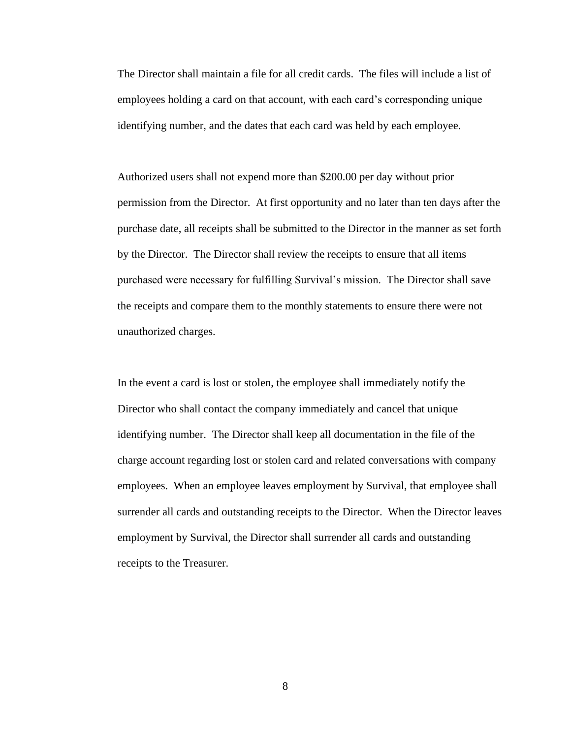The Director shall maintain a file for all credit cards. The files will include a list of employees holding a card on that account, with each card's corresponding unique identifying number, and the dates that each card was held by each employee.

Authorized users shall not expend more than $200.00 per day without prior permission from the Director. At first opportunity and no later than ten days after the purchase date, all receipts shall be submitted to the Director in the manner as set forth by the Director. The Director shall review the receipts to ensure that all items purchased were necessary for fulfilling Survival's mission. The Director shall save the receipts and compare them to the monthly statements to ensure there were not unauthorized charges.

In the event a card is lost or stolen, the employee shall immediately notify the Director who shall contact the company immediately and cancel that unique identifying number. The Director shall keep all documentation in the file of the charge account regarding lost or stolen card and related conversations with company employees. When an employee leaves employment by Survival, that employee shall surrender all cards and outstanding receipts to the Director. When the Director leaves employment by Survival, the Director shall surrender all cards and outstanding receipts to the Treasurer.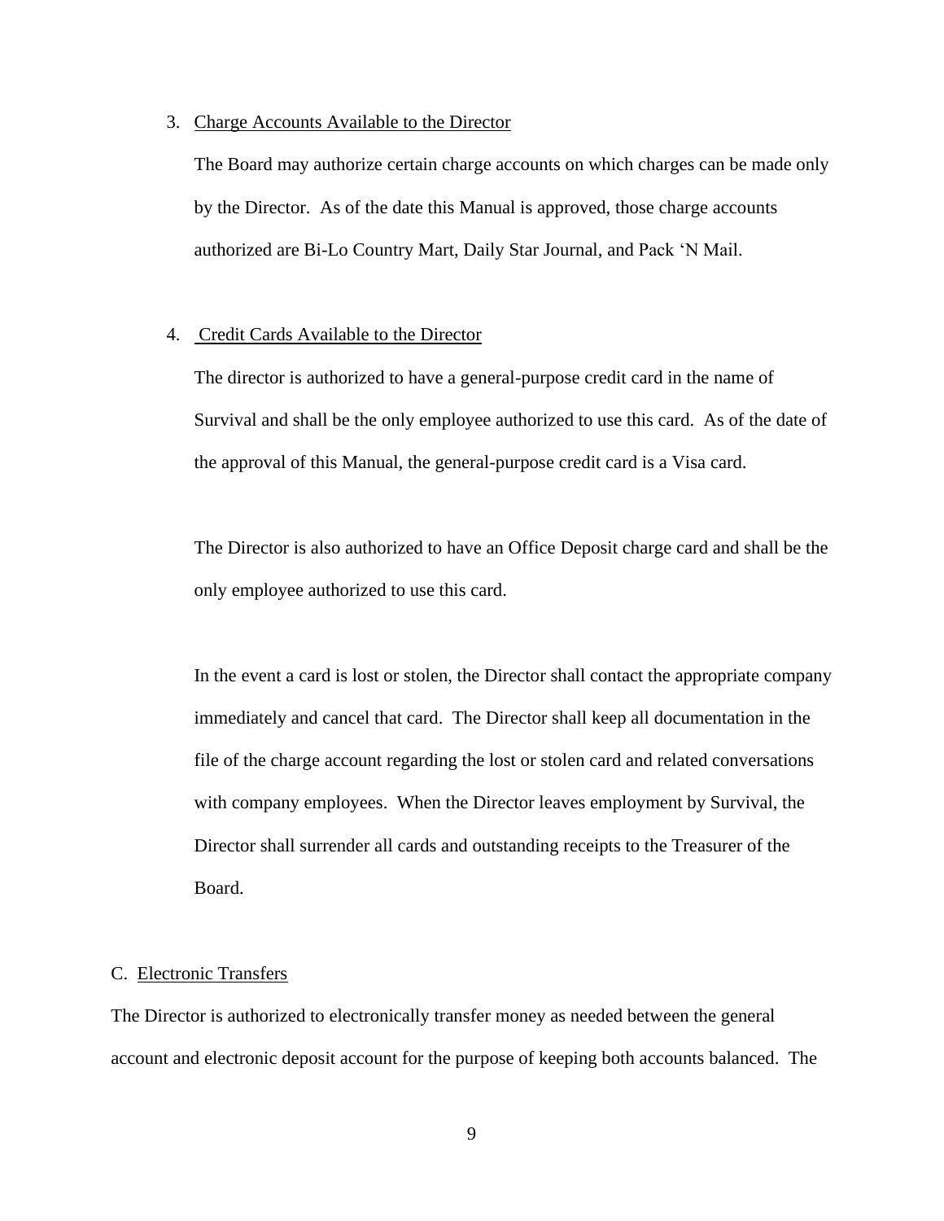3. Charge Accounts Available to the Director

   The Board may authorize certain charge accounts on which charges can be made only by the Director. As of the date this Manual is approved, those charge accounts authorized are Bi-Lo Country Mart, Daily Star Journal, and Pack 'N Mail.

4. Credit Cards Available to the Director

   The director is authorized to have a general-purpose credit card in the name of Survival and shall be the only employee authorized to use this card. As of the date of the approval of this Manual, the general-purpose credit card is a Visa card.

   The Director is also authorized to have an Office Deposit charge card and shall be the only employee authorized to use this card.

   In the event a card is lost or stolen, the Director shall contact the appropriate company immediately and cancel that card. The Director shall keep all documentation in the file of the charge account regarding the lost or stolen card and related conversations with company employees. When the Director leaves employment by Survival, the Director shall surrender all cards and outstanding receipts to the Treasurer of the Board.

C. Electronic Transfers

The Director is authorized to electronically transfer money as needed between the general account and electronic deposit account for the purpose of keeping both accounts balanced. The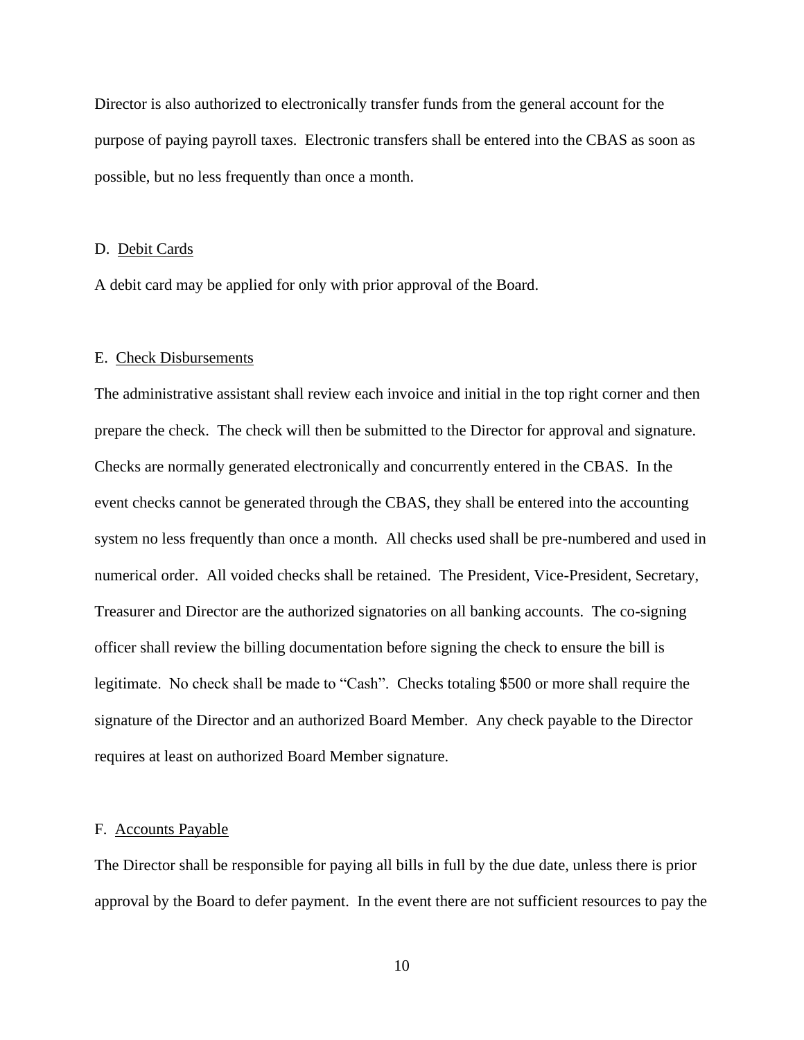Director is also authorized to electronically transfer funds from the general account for the purpose of paying payroll taxes. Electronic transfers shall be entered into the CBAS as soon as possible, but no less frequently than once a month.

D. <u>Debit Cards</u>

A debit card may be applied for only with prior approval of the Board.

E. <u>Check Disbursements</u>

The administrative assistant shall review each invoice and initial in the top right corner and then prepare the check. The check will then be submitted to the Director for approval and signature. Checks are normally generated electronically and concurrently entered in the CBAS. In the event checks cannot be generated through the CBAS, they shall be entered into the accounting system no less frequently than once a month. All checks used shall be pre-numbered and used in numerical order. All voided checks shall be retained. The President, Vice-President, Secretary, Treasurer and Director are the authorized signatories on all banking accounts. The co-signing officer shall review the billing documentation before signing the check to ensure the bill is legitimate. No check shall be made to "Cash". Checks totaling $500 or more shall require the signature of the Director and an authorized Board Member. Any check payable to the Director requires at least on authorized Board Member signature.

F. <u>Accounts Payable</u>

The Director shall be responsible for paying all bills in full by the due date, unless there is prior approval by the Board to defer payment. In the event there are not sufficient resources to pay the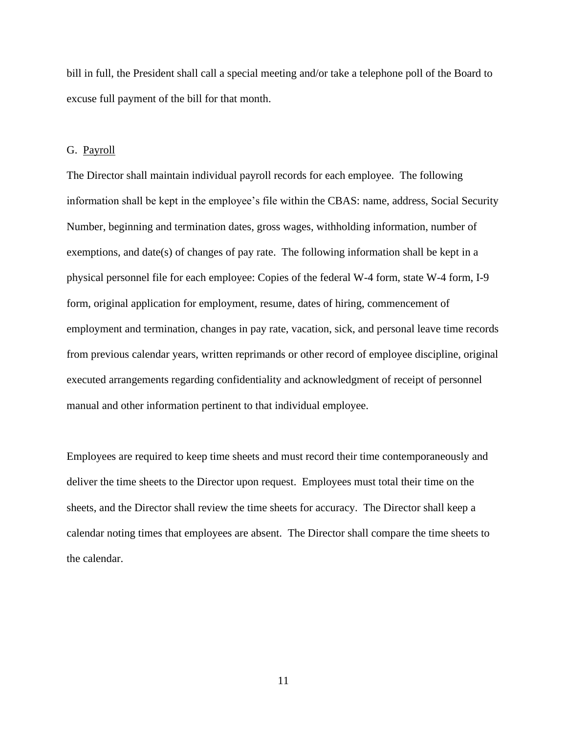bill in full, the President shall call a special meeting and/or take a telephone poll of the Board to excuse full payment of the bill for that month.

G. Payroll

The Director shall maintain individual payroll records for each employee. The following information shall be kept in the employee's file within the CBAS: name, address, Social Security Number, beginning and termination dates, gross wages, withholding information, number of exemptions, and date(s) of changes of pay rate. The following information shall be kept in a physical personnel file for each employee: Copies of the federal W-4 form, state W-4 form, I-9 form, original application for employment, resume, dates of hiring, commencement of employment and termination, changes in pay rate, vacation, sick, and personal leave time records from previous calendar years, written reprimands or other record of employee discipline, original executed arrangements regarding confidentiality and acknowledgment of receipt of personnel manual and other information pertinent to that individual employee.

Employees are required to keep time sheets and must record their time contemporaneously and deliver the time sheets to the Director upon request. Employees must total their time on the sheets, and the Director shall review the time sheets for accuracy. The Director shall keep a calendar noting times that employees are absent. The Director shall compare the time sheets to the calendar.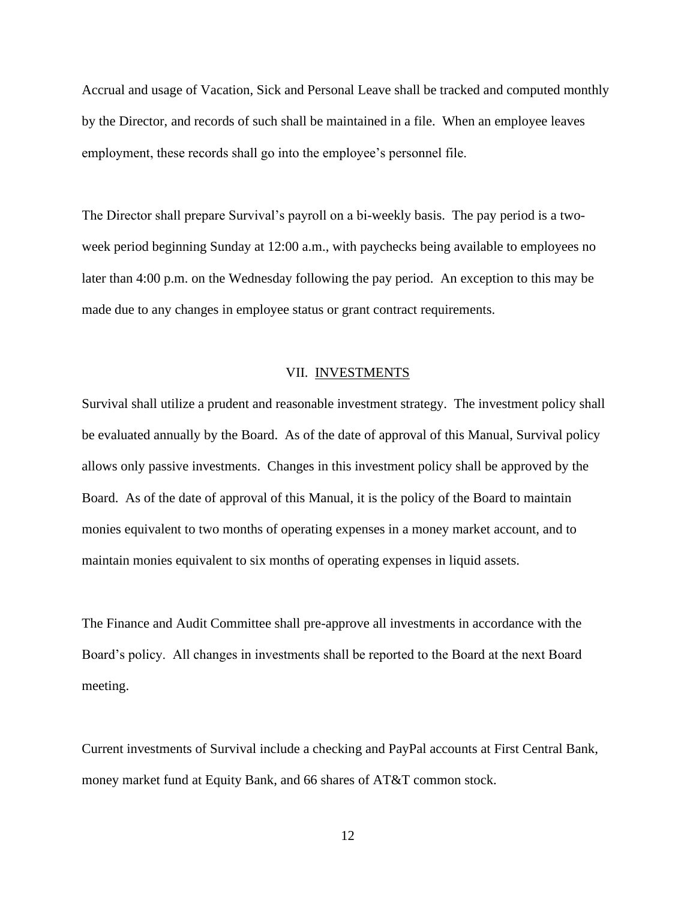Accrual and usage of Vacation, Sick and Personal Leave shall be tracked and computed monthly by the Director, and records of such shall be maintained in a file. When an employee leaves employment, these records shall go into the employee's personnel file.

The Director shall prepare Survival's payroll on a bi-weekly basis. The pay period is a two-week period beginning Sunday at 12:00 a.m., with paychecks being available to employees no later than 4:00 p.m. on the Wednesday following the pay period. An exception to this may be made due to any changes in employee status or grant contract requirements.

## VII. INVESTMENTS

Survival shall utilize a prudent and reasonable investment strategy. The investment policy shall be evaluated annually by the Board. As of the date of approval of this Manual, Survival policy allows only passive investments. Changes in this investment policy shall be approved by the Board. As of the date of approval of this Manual, it is the policy of the Board to maintain monies equivalent to two months of operating expenses in a money market account, and to maintain monies equivalent to six months of operating expenses in liquid assets.

The Finance and Audit Committee shall pre-approve all investments in accordance with the Board's policy. All changes in investments shall be reported to the Board at the next Board meeting.

Current investments of Survival include a checking and PayPal accounts at First Central Bank, money market fund at Equity Bank, and 66 shares of AT&T common stock.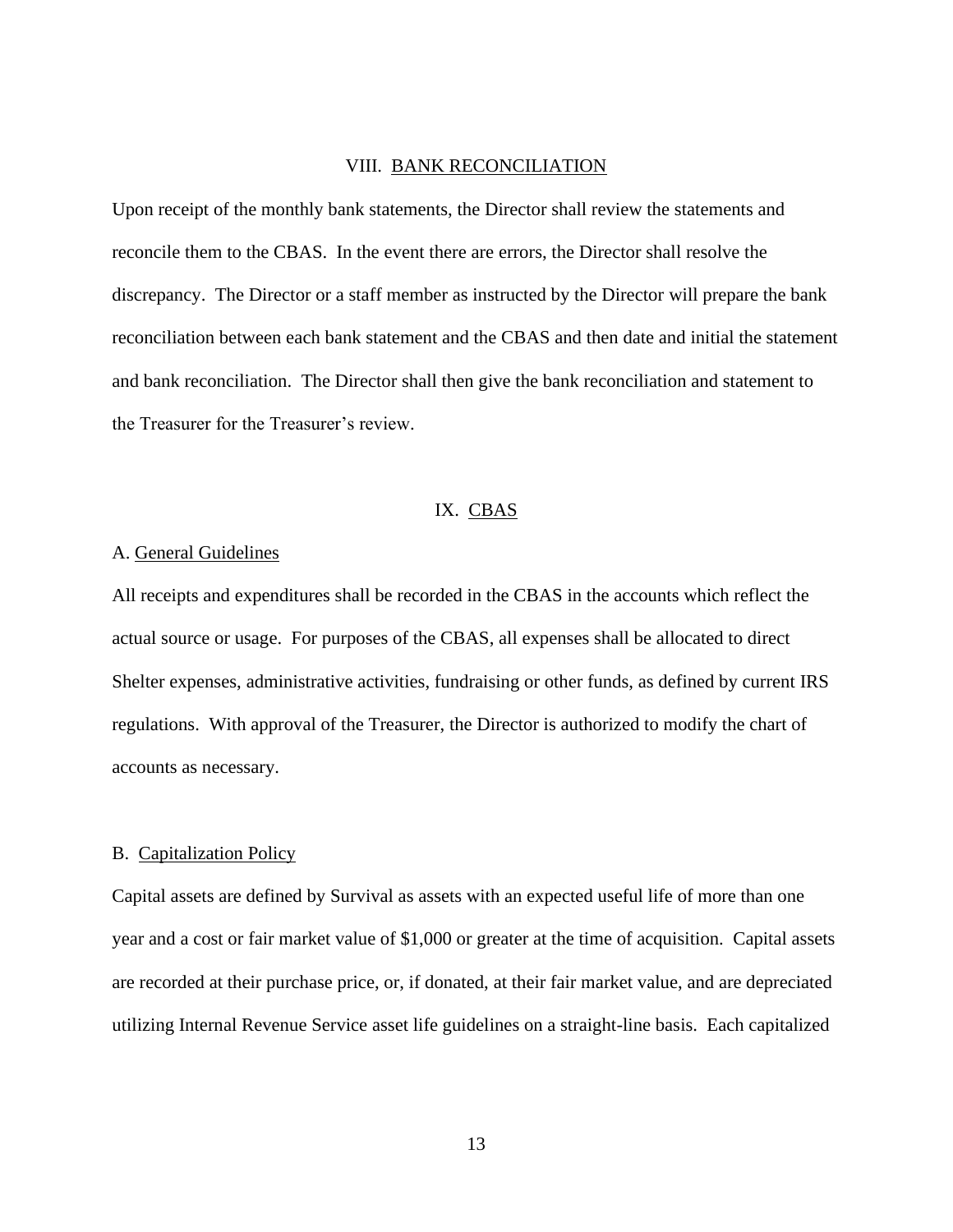## VIII. BANK RECONCILIATION

Upon receipt of the monthly bank statements, the Director shall review the statements and reconcile them to the CBAS. In the event there are errors, the Director shall resolve the discrepancy. The Director or a staff member as instructed by the Director will prepare the bank reconciliation between each bank statement and the CBAS and then date and initial the statement and bank reconciliation. The Director shall then give the bank reconciliation and statement to the Treasurer for the Treasurer's review.

## IX. CBAS

### A. General Guidelines

All receipts and expenditures shall be recorded in the CBAS in the accounts which reflect the actual source or usage. For purposes of the CBAS, all expenses shall be allocated to direct Shelter expenses, administrative activities, fundraising or other funds, as defined by current IRS regulations. With approval of the Treasurer, the Director is authorized to modify the chart of accounts as necessary.

### B. Capitalization Policy

Capital assets are defined by Survival as assets with an expected useful life of more than one year and a cost or fair market value of $1,000 or greater at the time of acquisition. Capital assets are recorded at their purchase price, or, if donated, at their fair market value, and are depreciated utilizing Internal Revenue Service asset life guidelines on a straight-line basis. Each capitalized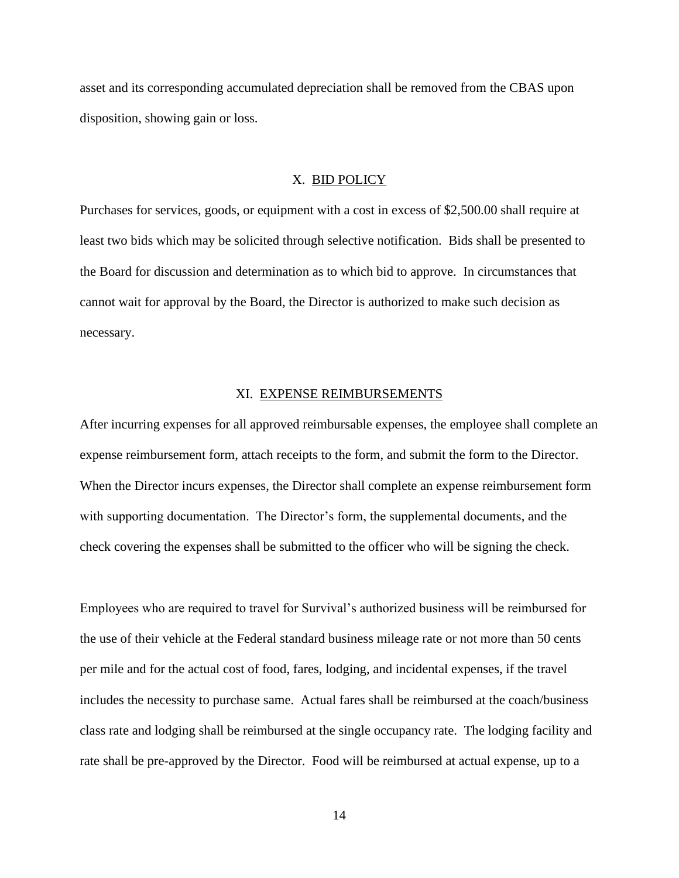asset and its corresponding accumulated depreciation shall be removed from the CBAS upon disposition, showing gain or loss.

## X. BID POLICY

Purchases for services, goods, or equipment with a cost in excess of $2,500.00 shall require at least two bids which may be solicited through selective notification. Bids shall be presented to the Board for discussion and determination as to which bid to approve. In circumstances that cannot wait for approval by the Board, the Director is authorized to make such decision as necessary.

## XI. EXPENSE REIMBURSEMENTS

After incurring expenses for all approved reimbursable expenses, the employee shall complete an expense reimbursement form, attach receipts to the form, and submit the form to the Director. When the Director incurs expenses, the Director shall complete an expense reimbursement form with supporting documentation. The Director's form, the supplemental documents, and the check covering the expenses shall be submitted to the officer who will be signing the check.

Employees who are required to travel for Survival's authorized business will be reimbursed for the use of their vehicle at the Federal standard business mileage rate or not more than 50 cents per mile and for the actual cost of food, fares, lodging, and incidental expenses, if the travel includes the necessity to purchase same. Actual fares shall be reimbursed at the coach/business class rate and lodging shall be reimbursed at the single occupancy rate. The lodging facility and rate shall be pre-approved by the Director. Food will be reimbursed at actual expense, up to a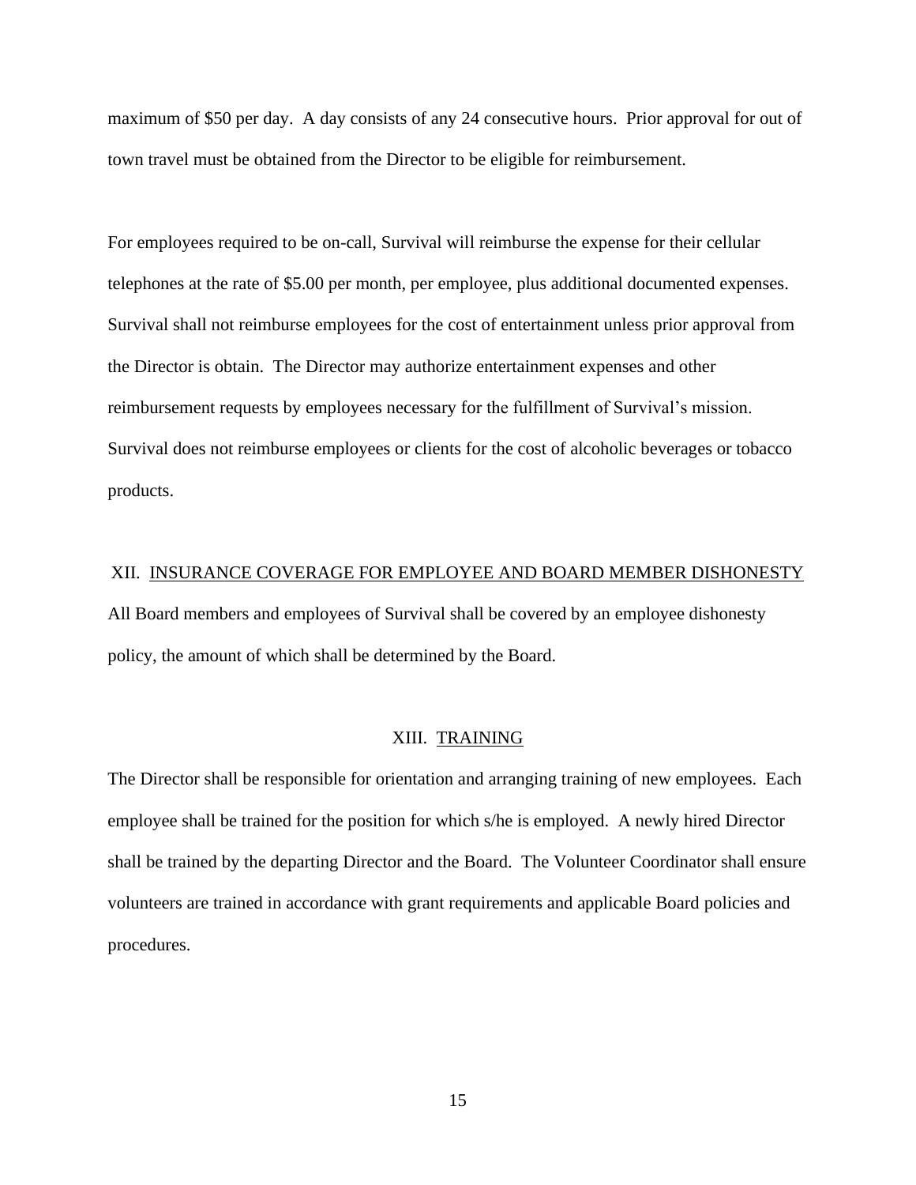maximum of $50 per day. A day consists of any 24 consecutive hours. Prior approval for out of town travel must be obtained from the Director to be eligible for reimbursement.

For employees required to be on-call, Survival will reimburse the expense for their cellular telephones at the rate of $5.00 per month, per employee, plus additional documented expenses. Survival shall not reimburse employees for the cost of entertainment unless prior approval from the Director is obtain. The Director may authorize entertainment expenses and other reimbursement requests by employees necessary for the fulfillment of Survival's mission. Survival does not reimburse employees or clients for the cost of alcoholic beverages or tobacco products.

## XII. INSURANCE COVERAGE FOR EMPLOYEE AND BOARD MEMBER DISHONESTY

All Board members and employees of Survival shall be covered by an employee dishonesty policy, the amount of which shall be determined by the Board.

## XIII. TRAINING

The Director shall be responsible for orientation and arranging training of new employees. Each employee shall be trained for the position for which s/he is employed. A newly hired Director shall be trained by the departing Director and the Board. The Volunteer Coordinator shall ensure volunteers are trained in accordance with grant requirements and applicable Board policies and procedures.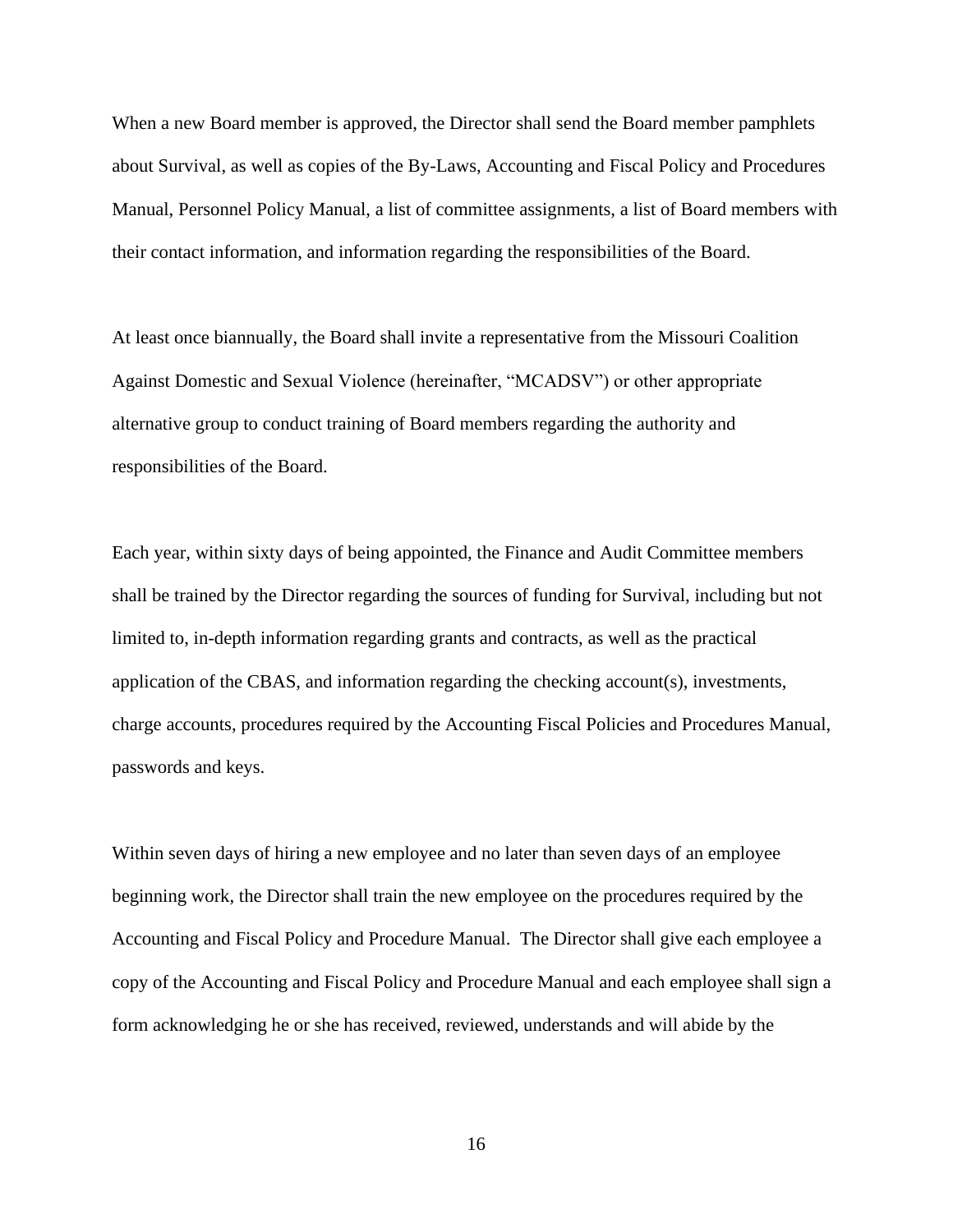When a new Board member is approved, the Director shall send the Board member pamphlets about Survival, as well as copies of the By-Laws, Accounting and Fiscal Policy and Procedures Manual, Personnel Policy Manual, a list of committee assignments, a list of Board members with their contact information, and information regarding the responsibilities of the Board.

At least once biannually, the Board shall invite a representative from the Missouri Coalition Against Domestic and Sexual Violence (hereinafter, "MCADSV") or other appropriate alternative group to conduct training of Board members regarding the authority and responsibilities of the Board.

Each year, within sixty days of being appointed, the Finance and Audit Committee members shall be trained by the Director regarding the sources of funding for Survival, including but not limited to, in-depth information regarding grants and contracts, as well as the practical application of the CBAS, and information regarding the checking account(s), investments, charge accounts, procedures required by the Accounting Fiscal Policies and Procedures Manual, passwords and keys.

Within seven days of hiring a new employee and no later than seven days of an employee beginning work, the Director shall train the new employee on the procedures required by the Accounting and Fiscal Policy and Procedure Manual. The Director shall give each employee a copy of the Accounting and Fiscal Policy and Procedure Manual and each employee shall sign a form acknowledging he or she has received, reviewed, understands and will abide by the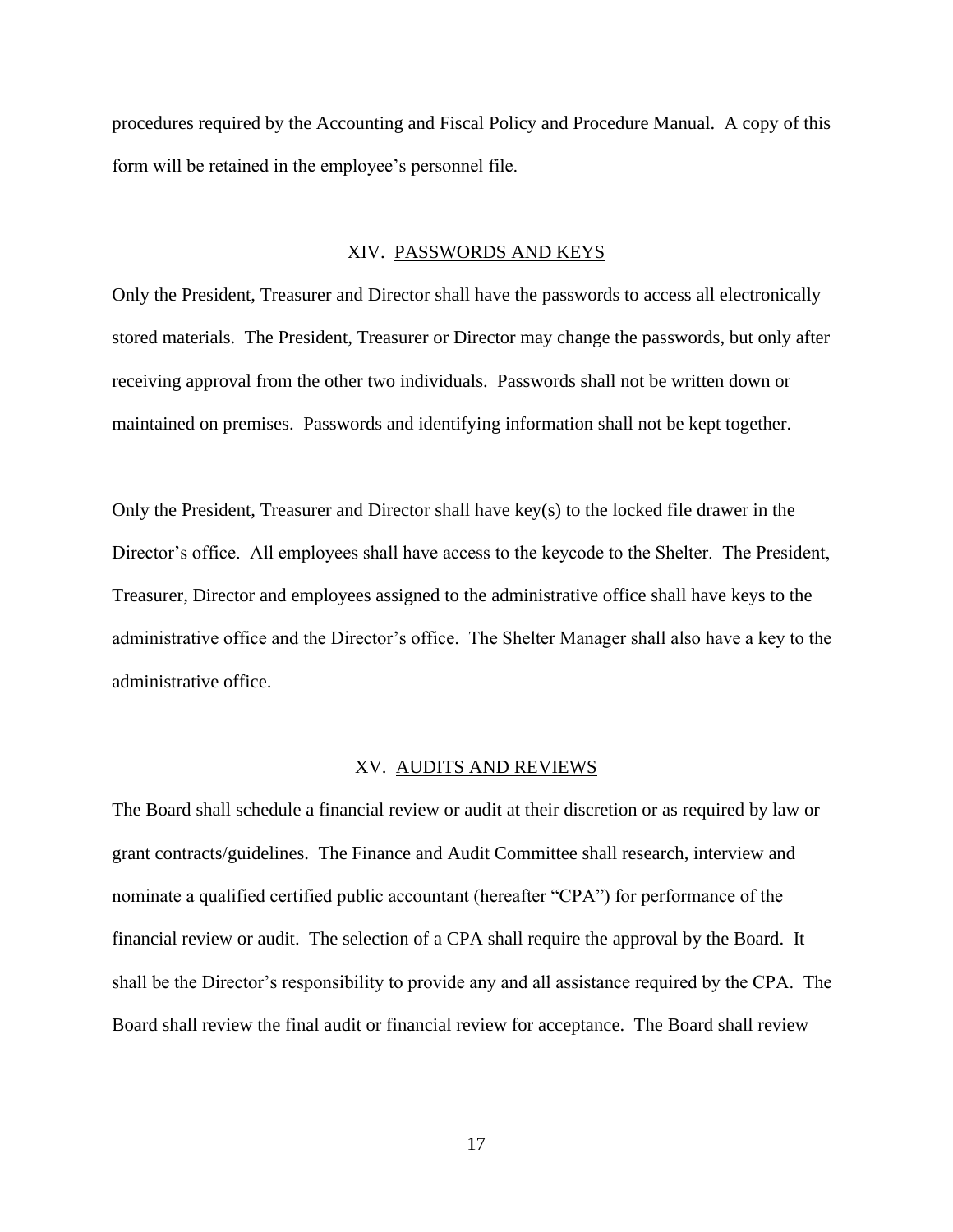procedures required by the Accounting and Fiscal Policy and Procedure Manual. A copy of this form will be retained in the employee's personnel file.

## XIV. PASSWORDS AND KEYS

Only the President, Treasurer and Director shall have the passwords to access all electronically stored materials. The President, Treasurer or Director may change the passwords, but only after receiving approval from the other two individuals. Passwords shall not be written down or maintained on premises. Passwords and identifying information shall not be kept together.

Only the President, Treasurer and Director shall have key(s) to the locked file drawer in the Director's office. All employees shall have access to the keycode to the Shelter. The President, Treasurer, Director and employees assigned to the administrative office shall have keys to the administrative office and the Director's office. The Shelter Manager shall also have a key to the administrative office.

## XV. AUDITS AND REVIEWS

The Board shall schedule a financial review or audit at their discretion or as required by law or grant contracts/guidelines. The Finance and Audit Committee shall research, interview and nominate a qualified certified public accountant (hereafter "CPA") for performance of the financial review or audit. The selection of a CPA shall require the approval by the Board. It shall be the Director's responsibility to provide any and all assistance required by the CPA. The Board shall review the final audit or financial review for acceptance. The Board shall review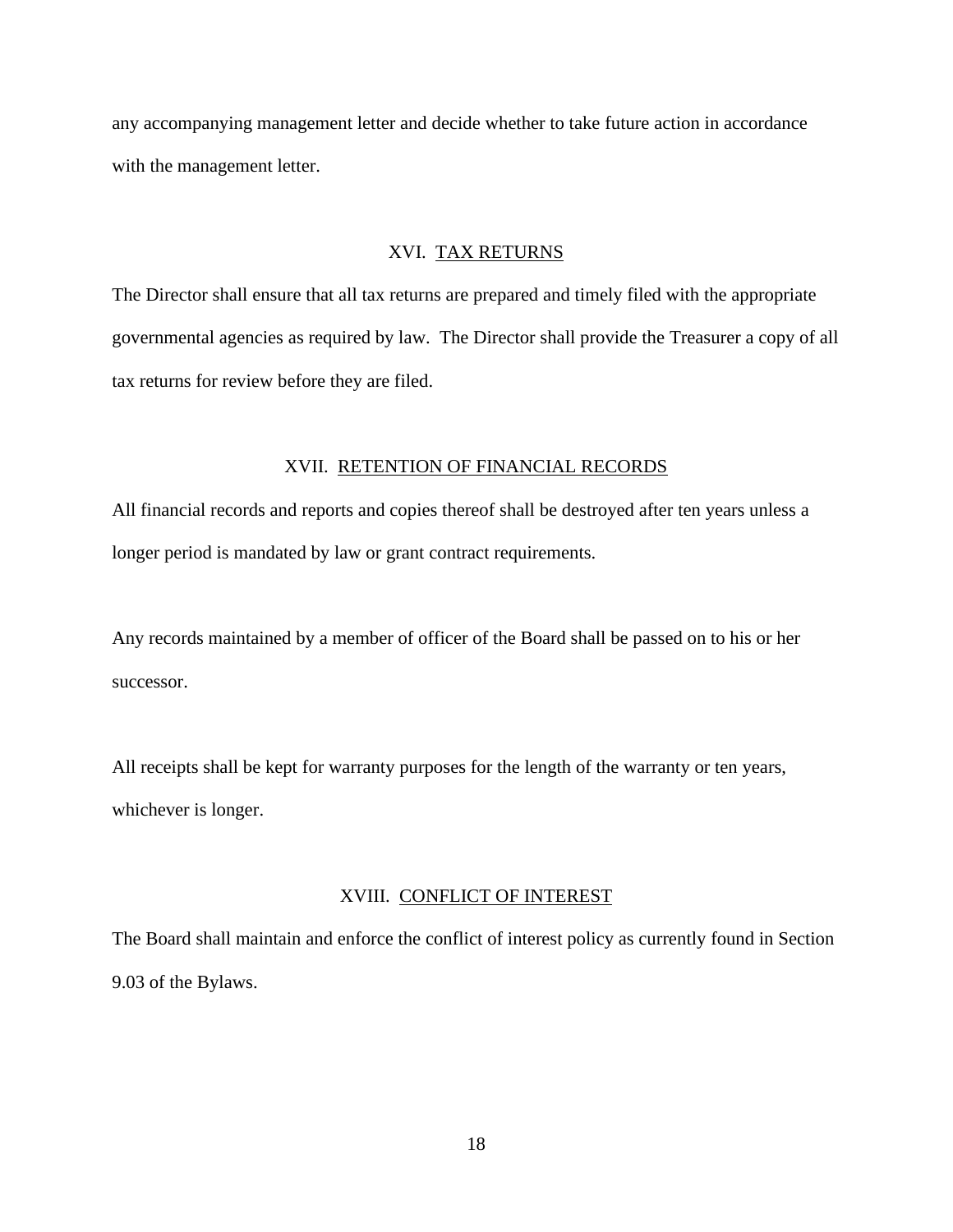any accompanying management letter and decide whether to take future action in accordance with the management letter.

## XVI. TAX RETURNS

The Director shall ensure that all tax returns are prepared and timely filed with the appropriate governmental agencies as required by law. The Director shall provide the Treasurer a copy of all tax returns for review before they are filed.

## XVII. RETENTION OF FINANCIAL RECORDS

All financial records and reports and copies thereof shall be destroyed after ten years unless a longer period is mandated by law or grant contract requirements.

Any records maintained by a member of officer of the Board shall be passed on to his or her successor.

All receipts shall be kept for warranty purposes for the length of the warranty or ten years, whichever is longer.

## XVIII. CONFLICT OF INTEREST

The Board shall maintain and enforce the conflict of interest policy as currently found in Section 9.03 of the Bylaws.